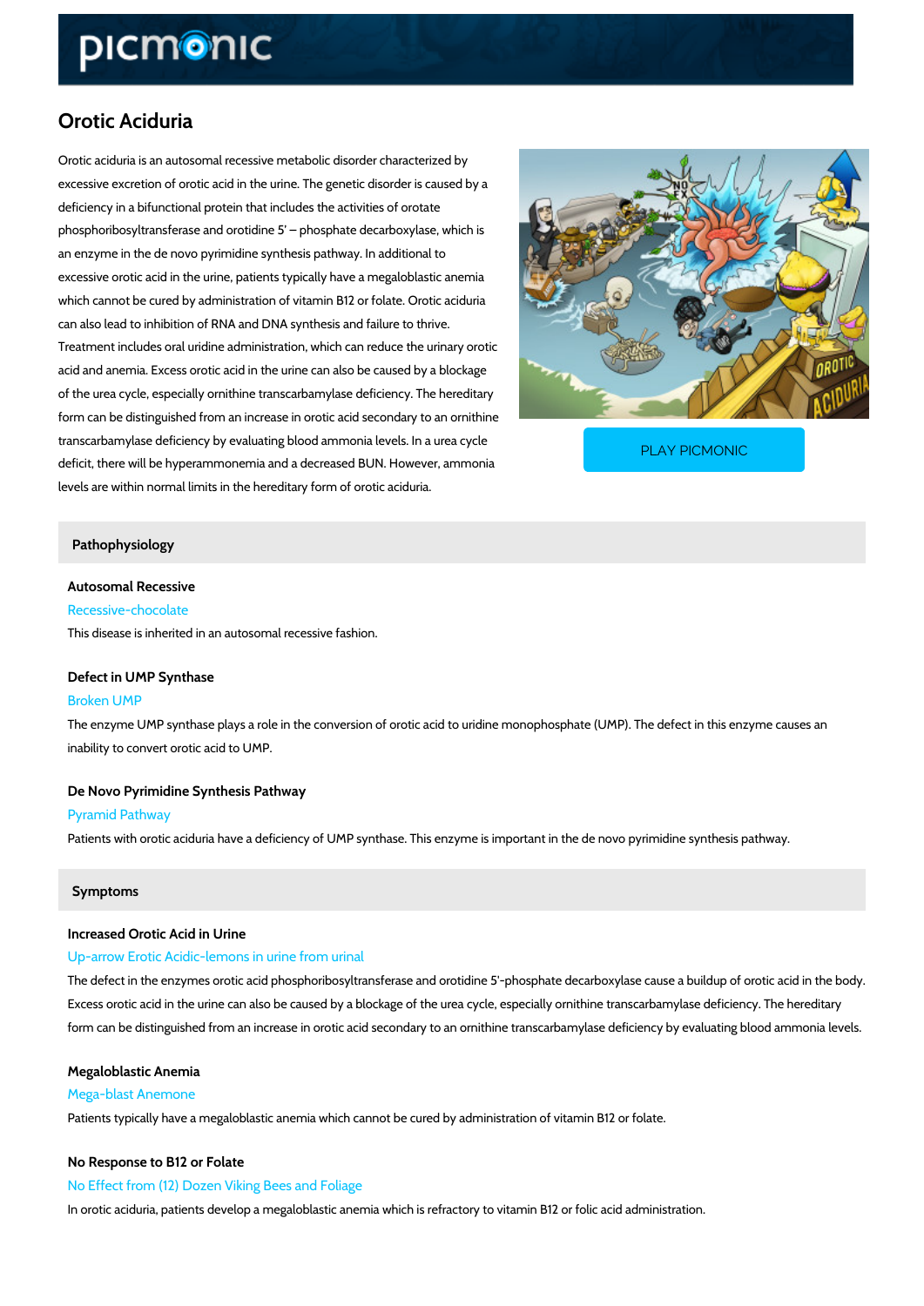# Orotic Aciduria

Orotic aciduria is an autosomal recessive metabolic disorder characterized by excessive excretion of orotic acid in the urine. The genetic disorder is caused by a deficiency in a bifunctional protein that includes the activities of orotate phosphoribosyltransferase and orotidine 5' – phosphate decarboxylase, which is an enzyme in the de novo pyrimidine synthesis pathway. In additional to excessive orotic acid in the urine, patients typically have a megaloblastic anemia which cannot be cured by administration of vitamin B12 or folate. Orotic aciduria can also lead to inhibition of RNA and DNA synthesis and failure to thrive. Treatment includes oral uridine administration, which can reduce the urinary orotic acid and anemia. Excess orotic acid in the urine can also be caused by a blockage of the urea cycle, especially ornithine transcarbamylase deficiency. The hereditary form can be distinguished from an increase in orotic acid secondary to an ornithine transcarbamylase deficiency by evaluating blood ammonia levels. In a urea cycle deficit, there will be hyperammonemia and a decreased BUN. However, ammonia levels are within normal limits in the hereditary form of orotic aciduria.

PLAY PICMONIC

## Pathophysiology

### Autosomal Recessive

Recessive-chocolate

This disease is inherited in an autosomal recessive fashion.

### Defect in UMP Synthase

Broken UMP

The enzyme UMP synthase plays a role in the conversion of orotic acid to uridine monophosphate (UMP). The defect in this enzyme causes an inability to convert orotic acid to UMP.

### De Novo Pyrimidine Synthesis Pathway

Pyramid Pathway

Patients with orotic aciduria have a deficiency of UMP synthase. This enzyme is important in the de novo pyrimidine synthesis pathway.

## Symptoms

### Increased Orotic Acid in Urine

Up-arrow Erotic Acidic-lemons in urine from urinal

The defect in the enzymes orotic acid phosphoribosyltransferase and orotidine 5'-phosphate decarboxylase cause a buildup of orotic acid in the body. Excess orotic acid in the urine can also be caused by a blockage of the urea cycle, especially ornithine transcarbamylase deficiency. The hereditary form can be distinguished from an increase in orotic acid secondary to an ornithine transcarbamylase deficiency by evaluating blood ammonia levels.

### Megaloblastic Anemia

Mega-blast Anemone

Patients typically have a megaloblastic anemia which cannot be cured by administration of vitamin B12 or folate.

### No Response to B12 or Folate

No Effect from (12) Dozen Viking Bees and Foliage

In orotic aciduria, patients develop a megaloblastic anemia which is refractory to vitamin B12 or folic acid administration.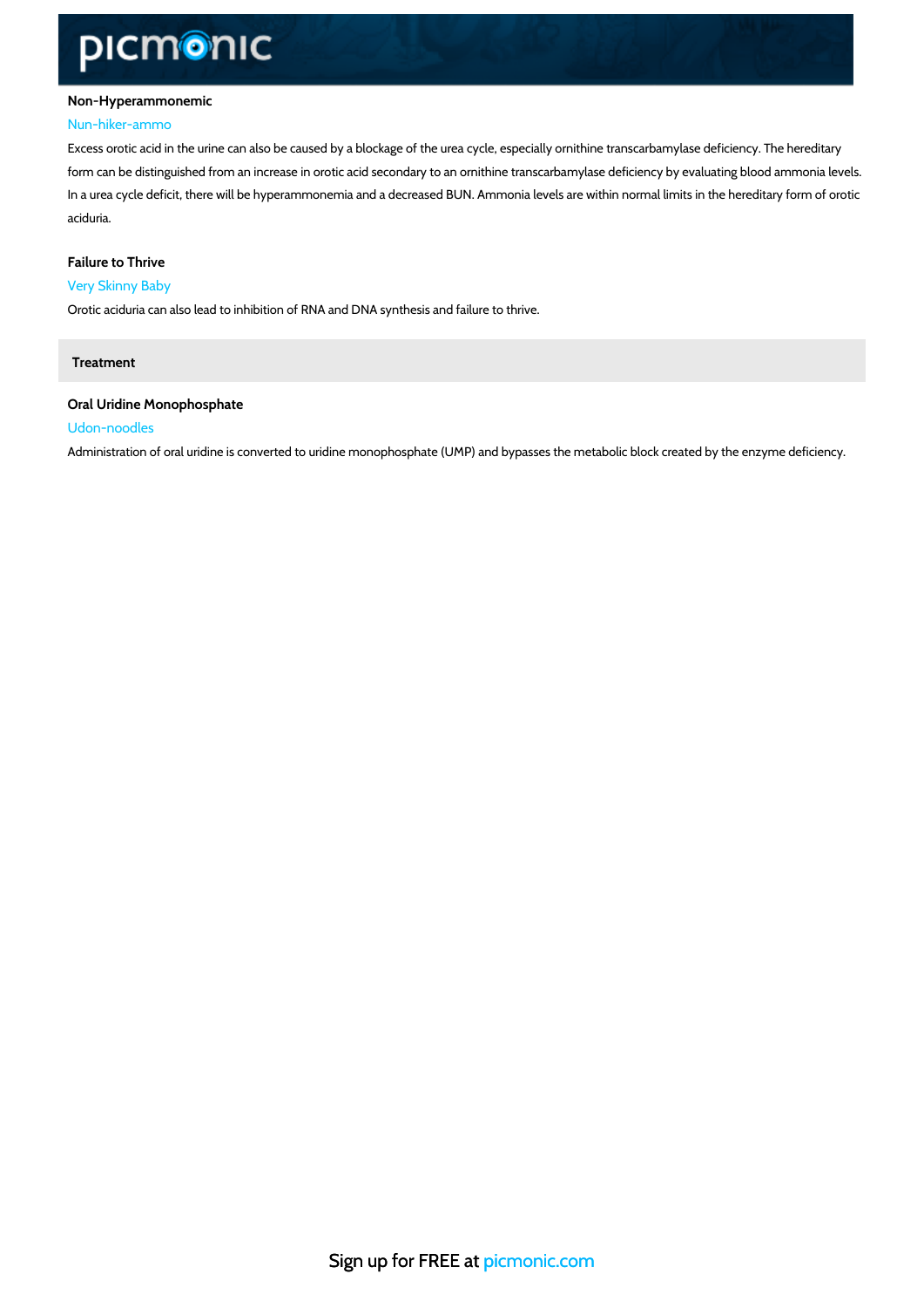**Non-Hyperammonemic**

Nun-hiker-ammo

Excess orotic acid in the urine can also be caused by a blockage of the urea cycle, especially ornithine transcarbamylase deficiency. The hereditary form can be distinguished from an increase in orotic acid secondary to an ornithine transcarbamylase deficiency by evaluating blood ammonia levels. In a urea cycle deficit, there will be hyperammonemia and a decreased BUN. Ammonia levels are within normal limits in the hereditary form of orotic aciduria.

**Failure to Thrive**

Very Skinny Baby

Orotic aciduria can also lead to inhibition of RNA and DNA synthesis and failure to thrive.

## Treatment

**Oral Uridine Monophosphate**

Udon-noodles

Administration of oral uridine is converted to uridine monophosphate (UMP) and bypasses the metabolic block created by the enzyme deficiency.